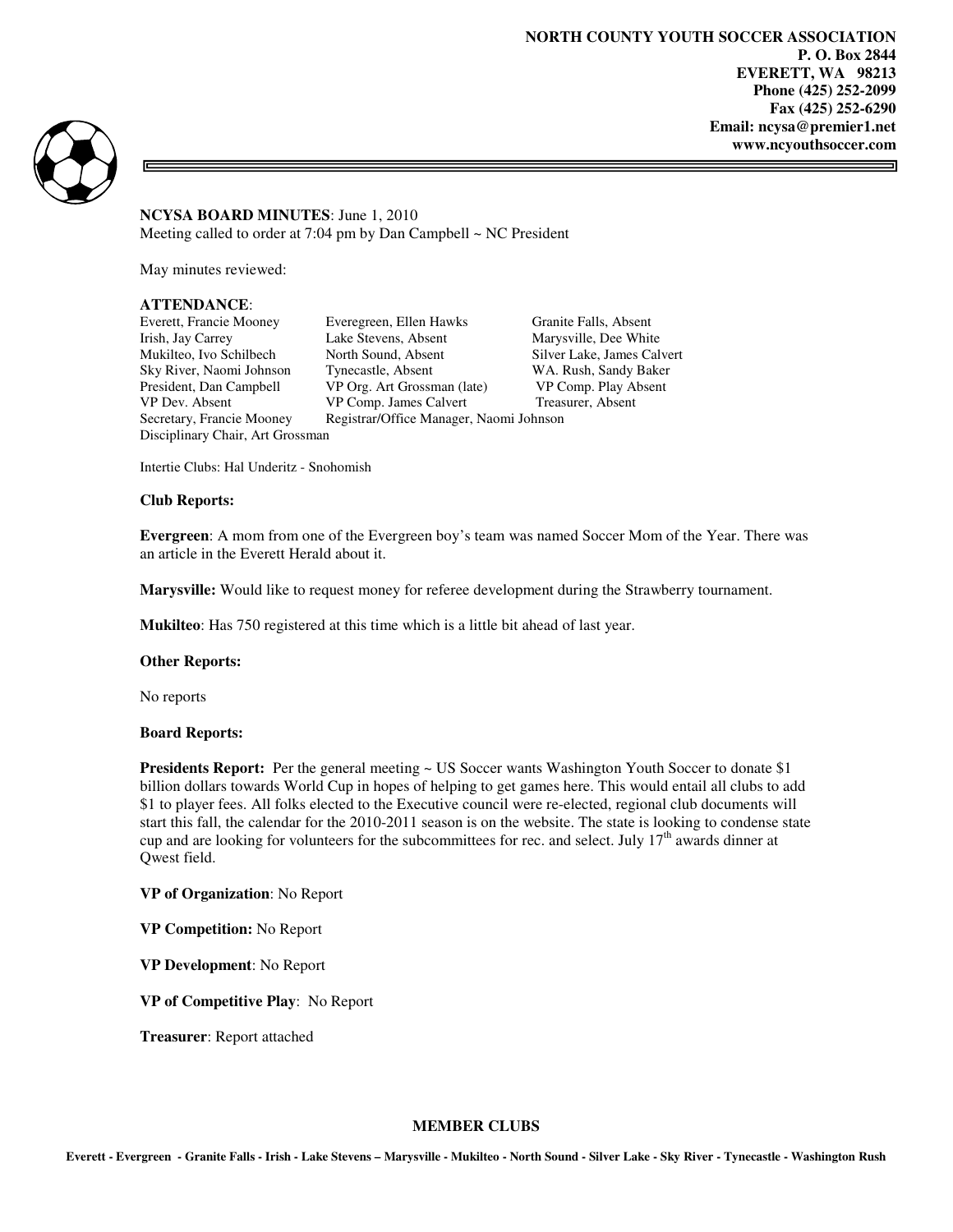**NORTH COUNTY YOUTH SOCCER ASSOCIATION**
**P. O. Box 2844**
**EVERETT, WA 98213**
**Phone (425) 252-2099**
**Fax (425) 252-6290**
**Email: ncysa@premier1.net**
**www.ncyouthsoccer.com**

**NCYSA BOARD MINUTES**: June 1, 2010
Meeting called to order at 7:04 pm by Dan Campbell ~ NC President

May minutes reviewed:

**ATTENDANCE**:

| | | |
|---|---|---|
| Everett, Francie Mooney | Everegreen, Ellen Hawks | Granite Falls, Absent |
| Irish, Jay Carrey | Lake Stevens, Absent | Marysville, Dee White |
| Mukilteo, Ivo Schilbech | North Sound, Absent | Silver Lake, James Calvert |
| Sky River, Naomi Johnson | Tynecastle, Absent | WA. Rush, Sandy Baker |
| President, Dan Campbell | VP Org. Art Grossman (late) | VP Comp. Play Absent |
| VP Dev. Absent | VP Comp. James Calvert | Treasurer, Absent |
| Secretary, Francie Mooney | Registrar/Office Manager, Naomi Johnson | |
| Disciplinary Chair, Art Grossman | | |

Intertie Clubs: Hal Underitz - Snohomish

**Club Reports:**

**Evergreen**: A mom from one of the Evergreen boy's team was named Soccer Mom of the Year. There was an article in the Everett Herald about it.

**Marysville:** Would like to request money for referee development during the Strawberry tournament.

**Mukilteo**: Has 750 registered at this time which is a little bit ahead of last year.

**Other Reports:**

No reports

**Board Reports:**

**Presidents Report:** Per the general meeting ~ US Soccer wants Washington Youth Soccer to donate $1 billion dollars towards World Cup in hopes of helping to get games here. This would entail all clubs to add $1 to player fees. All folks elected to the Executive council were re-elected, regional club documents will start this fall, the calendar for the 2010-2011 season is on the website. The state is looking to condense state cup and are looking for volunteers for the subcommittees for rec. and select. July 17th awards dinner at Qwest field.

**VP of Organization**: No Report

**VP Competition:** No Report

**VP Development**: No Report

**VP of Competitive Play**: No Report

**Treasurer**: Report attached

**MEMBER CLUBS**

**Everett - Evergreen - Granite Falls - Irish - Lake Stevens – Marysville - Mukilteo - North Sound - Silver Lake - Sky River - Tynecastle - Washington Rush**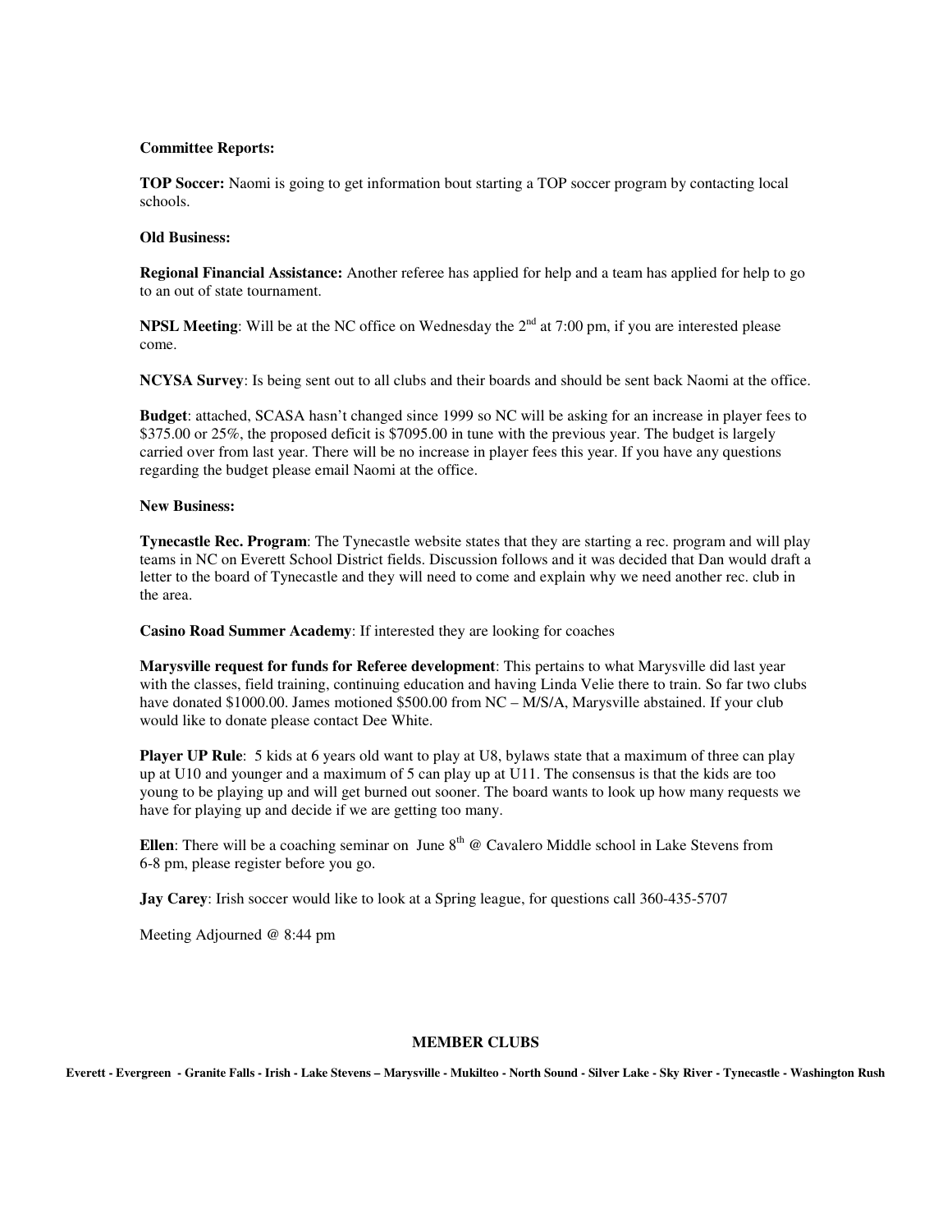**Committee Reports:**

**TOP Soccer:** Naomi is going to get information bout starting a TOP soccer program by contacting local schools.

**Old Business:**

**Regional Financial Assistance:** Another referee has applied for help and a team has applied for help to go to an out of state tournament.

**NPSL Meeting**: Will be at the NC office on Wednesday the 2nd at 7:00 pm, if you are interested please come.

**NCYSA Survey**: Is being sent out to all clubs and their boards and should be sent back Naomi at the office.

**Budget**: attached, SCASA hasn't changed since 1999 so NC will be asking for an increase in player fees to $375.00 or 25%, the proposed deficit is $7095.00 in tune with the previous year. The budget is largely carried over from last year. There will be no increase in player fees this year. If you have any questions regarding the budget please email Naomi at the office.

**New Business:**

**Tynecastle Rec. Program**: The Tynecastle website states that they are starting a rec. program and will play teams in NC on Everett School District fields. Discussion follows and it was decided that Dan would draft a letter to the board of Tynecastle and they will need to come and explain why we need another rec. club in the area.

**Casino Road Summer Academy**: If interested they are looking for coaches

**Marysville request for funds for Referee development**: This pertains to what Marysville did last year with the classes, field training, continuing education and having Linda Velie there to train. So far two clubs have donated $1000.00. James motioned $500.00 from NC – M/S/A, Marysville abstained. If your club would like to donate please contact Dee White.

**Player UP Rule**: 5 kids at 6 years old want to play at U8, bylaws state that a maximum of three can play up at U10 and younger and a maximum of 5 can play up at U11. The consensus is that the kids are too young to be playing up and will get burned out sooner. The board wants to look up how many requests we have for playing up and decide if we are getting too many.

**Ellen**: There will be a coaching seminar on June 8th @ Cavalero Middle school in Lake Stevens from 6-8 pm, please register before you go.

**Jay Carey**: Irish soccer would like to look at a Spring league, for questions call 360-435-5707

Meeting Adjourned @ 8:44 pm

**MEMBER CLUBS**

**Everett - Evergreen - Granite Falls - Irish - Lake Stevens – Marysville - Mukilteo - North Sound - Silver Lake - Sky River - Tynecastle - Washington Rush**